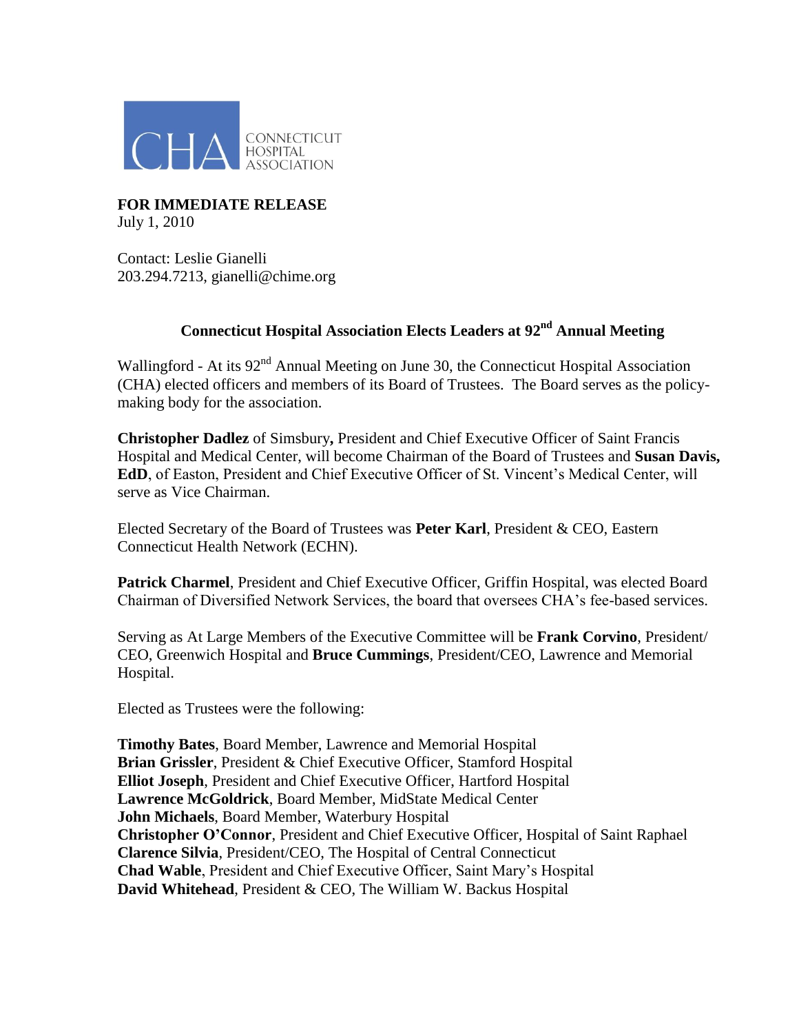CHA CONNECTICUT HOSPITAL ASSOCIATION

**FOR IMMEDIATE RELEASE**
July 1, 2010

Contact: Leslie Gianelli
203.294.7213, gianelli@chime.org

# Connecticut Hospital Association Elects Leaders at 92nd Annual Meeting

Wallingford - At its 92nd Annual Meeting on June 30, the Connecticut Hospital Association (CHA) elected officers and members of its Board of Trustees. The Board serves as the policy-making body for the association.

**Christopher Dadlez** of Simsbury**,** President and Chief Executive Officer of Saint Francis Hospital and Medical Center, will become Chairman of the Board of Trustees and **Susan Davis, EdD**, of Easton, President and Chief Executive Officer of St. Vincent's Medical Center, will serve as Vice Chairman.

Elected Secretary of the Board of Trustees was **Peter Karl**, President & CEO, Eastern Connecticut Health Network (ECHN).

**Patrick Charmel**, President and Chief Executive Officer, Griffin Hospital, was elected Board Chairman of Diversified Network Services, the board that oversees CHA's fee-based services.

Serving as At Large Members of the Executive Committee will be **Frank Corvino**, President/ CEO, Greenwich Hospital and **Bruce Cummings**, President/CEO, Lawrence and Memorial Hospital.

Elected as Trustees were the following:

**Timothy Bates**, Board Member, Lawrence and Memorial Hospital
**Brian Grissler**, President & Chief Executive Officer, Stamford Hospital
**Elliot Joseph**, President and Chief Executive Officer, Hartford Hospital
**Lawrence McGoldrick**, Board Member, MidState Medical Center
**John Michaels**, Board Member, Waterbury Hospital
**Christopher O'Connor**, President and Chief Executive Officer, Hospital of Saint Raphael
**Clarence Silvia**, President/CEO, The Hospital of Central Connecticut
**Chad Wable**, President and Chief Executive Officer, Saint Mary's Hospital
**David Whitehead**, President & CEO, The William W. Backus Hospital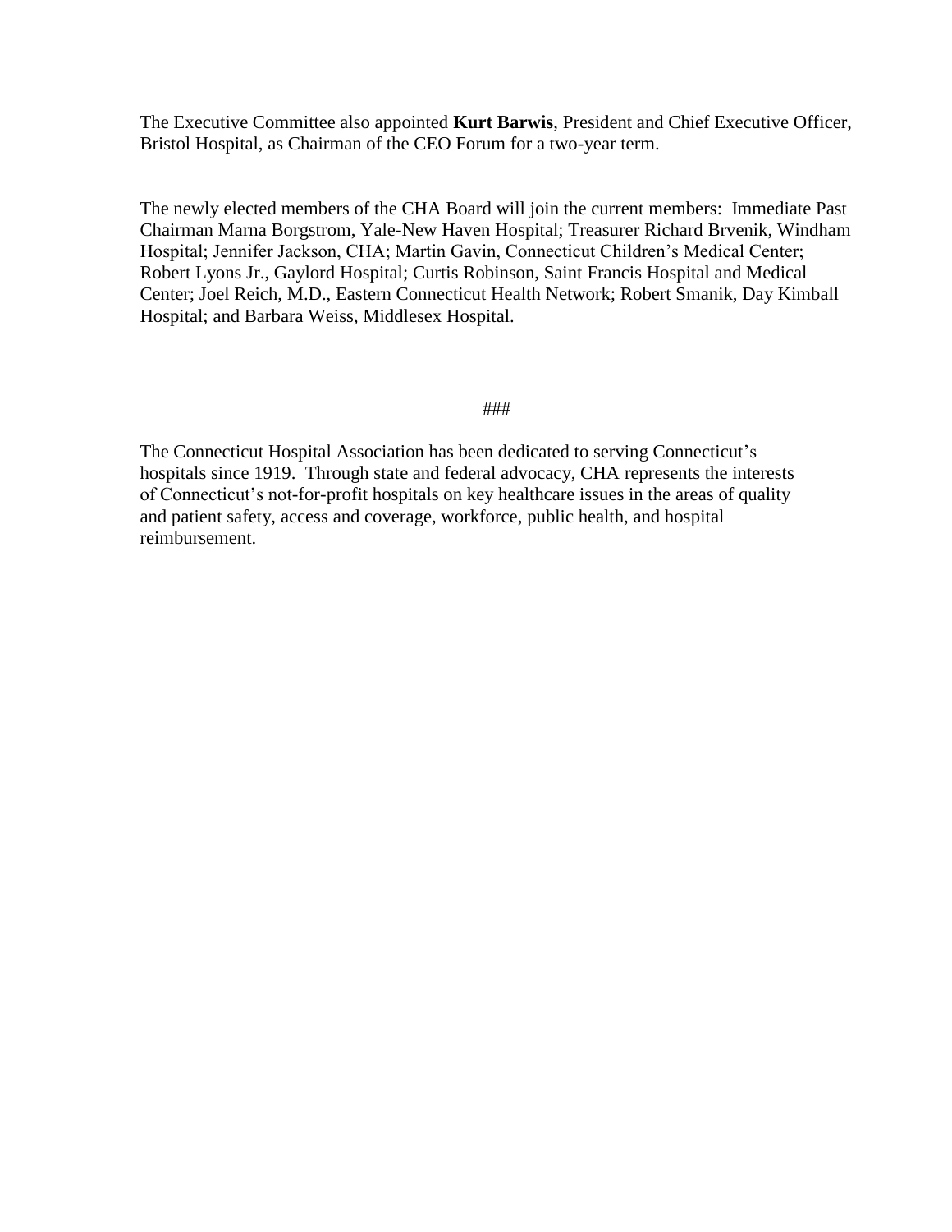The Executive Committee also appointed **Kurt Barwis**, President and Chief Executive Officer, Bristol Hospital, as Chairman of the CEO Forum for a two-year term.

The newly elected members of the CHA Board will join the current members: Immediate Past Chairman Marna Borgstrom, Yale-New Haven Hospital; Treasurer Richard Brvenik, Windham Hospital; Jennifer Jackson, CHA; Martin Gavin, Connecticut Children's Medical Center; Robert Lyons Jr., Gaylord Hospital; Curtis Robinson, Saint Francis Hospital and Medical Center; Joel Reich, M.D., Eastern Connecticut Health Network; Robert Smanik, Day Kimball Hospital; and Barbara Weiss, Middlesex Hospital.

###

The Connecticut Hospital Association has been dedicated to serving Connecticut's hospitals since 1919. Through state and federal advocacy, CHA represents the interests of Connecticut's not-for-profit hospitals on key healthcare issues in the areas of quality and patient safety, access and coverage, workforce, public health, and hospital reimbursement.